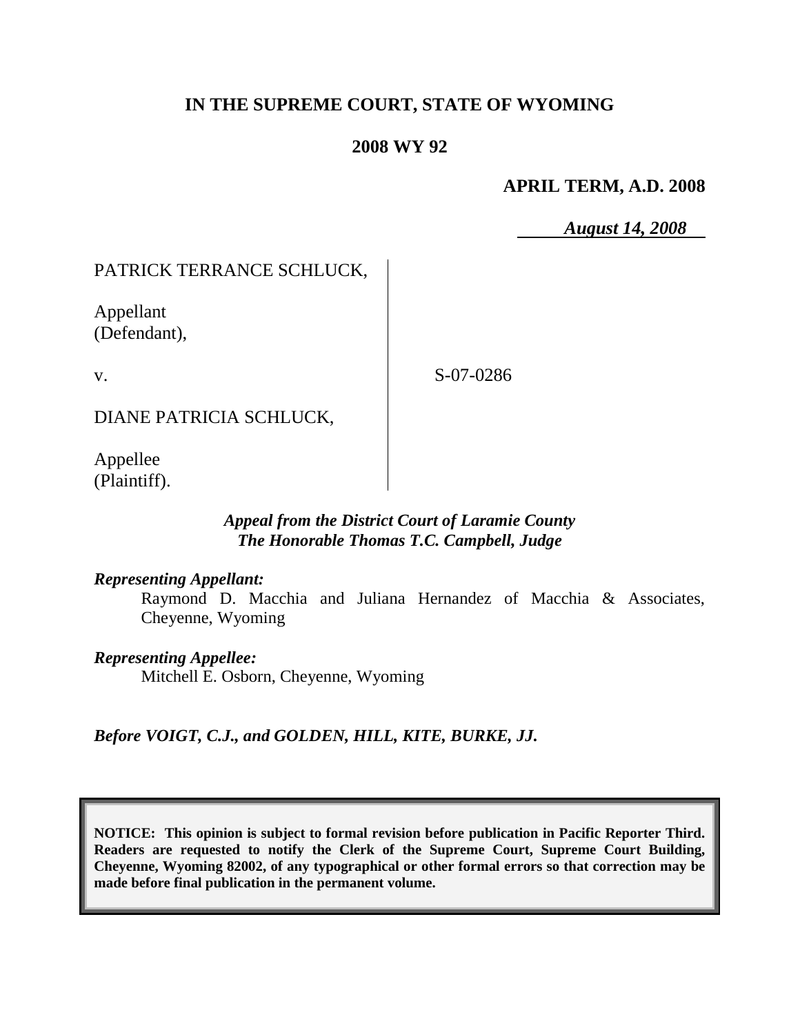**IN THE SUPREME COURT, STATE OF WYOMING**

**2008 WY 92**

**APRIL TERM, A.D. 2008**

***August 14, 2008***

PATRICK TERRANCE SCHLUCK,

Appellant
(Defendant),

v.

S-07-0286

DIANE PATRICIA SCHLUCK,

Appellee
(Plaintiff).

***Appeal from the District Court of Laramie County***
***The Honorable Thomas T.C. Campbell, Judge***

***Representing Appellant:***

Raymond D. Macchia and Juliana Hernandez of Macchia & Associates, Cheyenne, Wyoming

***Representing Appellee:***

Mitchell E. Osborn, Cheyenne, Wyoming

***Before VOIGT, C.J., and GOLDEN, HILL, KITE, BURKE, JJ.***

**NOTICE: This opinion is subject to formal revision before publication in Pacific Reporter Third. Readers are requested to notify the Clerk of the Supreme Court, Supreme Court Building, Cheyenne, Wyoming 82002, of any typographical or other formal errors so that correction may be made before final publication in the permanent volume.**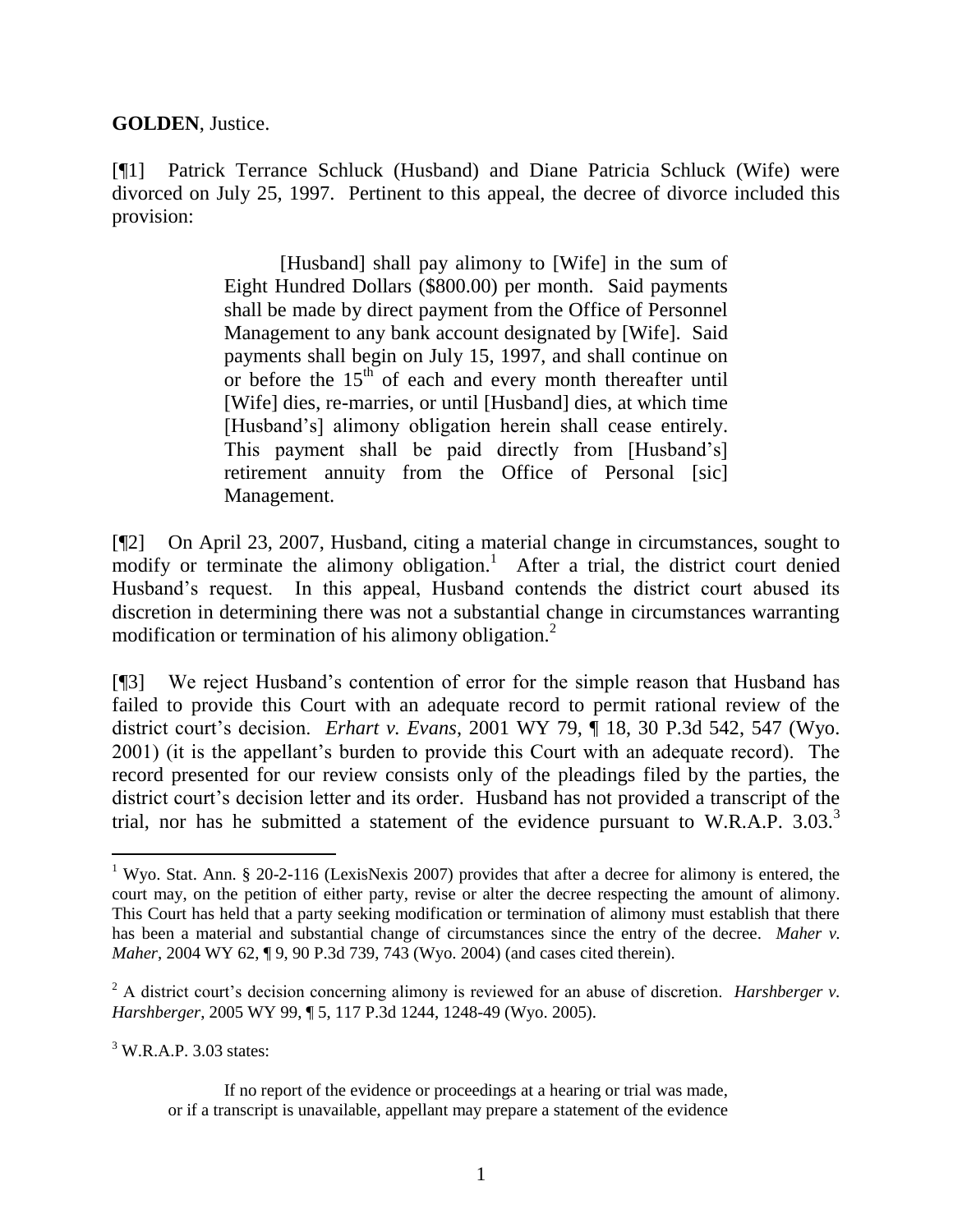**GOLDEN**, Justice.

[¶1] Patrick Terrance Schluck (Husband) and Diane Patricia Schluck (Wife) were divorced on July 25, 1997. Pertinent to this appeal, the decree of divorce included this provision:

> [Husband] shall pay alimony to [Wife] in the sum of Eight Hundred Dollars ($800.00) per month. Said payments shall be made by direct payment from the Office of Personnel Management to any bank account designated by [Wife]. Said payments shall begin on July 15, 1997, and shall continue on or before the 15th of each and every month thereafter until [Wife] dies, re-marries, or until [Husband] dies, at which time [Husband's] alimony obligation herein shall cease entirely. This payment shall be paid directly from [Husband's] retirement annuity from the Office of Personal [sic] Management.

[¶2] On April 23, 2007, Husband, citing a material change in circumstances, sought to modify or terminate the alimony obligation.[1] After a trial, the district court denied Husband's request. In this appeal, Husband contends the district court abused its discretion in determining there was not a substantial change in circumstances warranting modification or termination of his alimony obligation.[2]

[¶3] We reject Husband's contention of error for the simple reason that Husband has failed to provide this Court with an adequate record to permit rational review of the district court's decision. *Erhart v. Evans*, 2001 WY 79, ¶ 18, 30 P.3d 542, 547 (Wyo. 2001) (it is the appellant's burden to provide this Court with an adequate record). The record presented for our review consists only of the pleadings filed by the parties, the district court's decision letter and its order. Husband has not provided a transcript of the trial, nor has he submitted a statement of the evidence pursuant to W.R.A.P. 3.03.[3]

---

[1] Wyo. Stat. Ann. § 20-2-116 (LexisNexis 2007) provides that after a decree for alimony is entered, the court may, on the petition of either party, revise or alter the decree respecting the amount of alimony. This Court has held that a party seeking modification or termination of alimony must establish that there has been a material and substantial change of circumstances since the entry of the decree. *Maher v. Maher*, 2004 WY 62, ¶ 9, 90 P.3d 739, 743 (Wyo. 2004) (and cases cited therein).

[2] A district court's decision concerning alimony is reviewed for an abuse of discretion. *Harshberger v. Harshberger*, 2005 WY 99, ¶ 5, 117 P.3d 1244, 1248-49 (Wyo. 2005).

[3] W.R.A.P. 3.03 states:

> If no report of the evidence or proceedings at a hearing or trial was made, or if a transcript is unavailable, appellant may prepare a statement of the evidence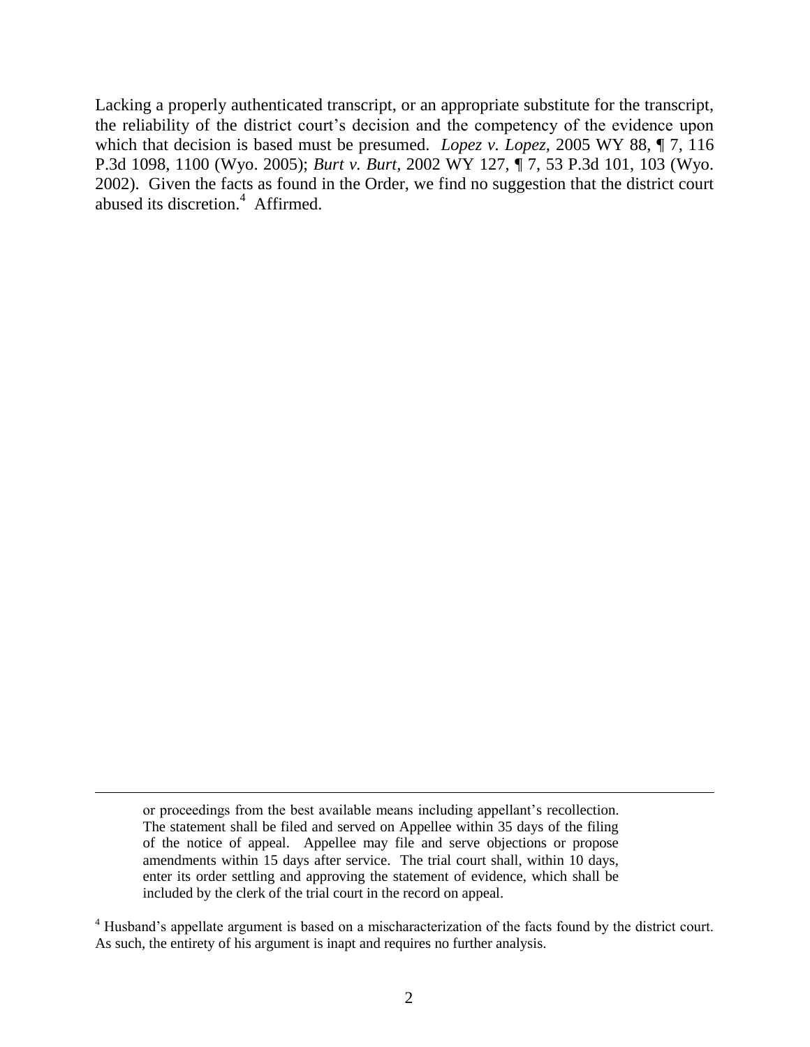Lacking a properly authenticated transcript, or an appropriate substitute for the transcript, the reliability of the district court's decision and the competency of the evidence upon which that decision is based must be presumed. *Lopez v. Lopez*, 2005 WY 88, ¶ 7, 116 P.3d 1098, 1100 (Wyo. 2005); *Burt v. Burt*, 2002 WY 127, ¶ 7, 53 P.3d 101, 103 (Wyo. 2002). Given the facts as found in the Order, we find no suggestion that the district court abused its discretion.[4] Affirmed.

---

> or proceedings from the best available means including appellant's recollection. The statement shall be filed and served on Appellee within 35 days of the filing of the notice of appeal. Appellee may file and serve objections or propose amendments within 15 days after service. The trial court shall, within 10 days, enter its order settling and approving the statement of evidence, which shall be included by the clerk of the trial court in the record on appeal.

[4] Husband's appellate argument is based on a mischaracterization of the facts found by the district court. As such, the entirety of his argument is inapt and requires no further analysis.